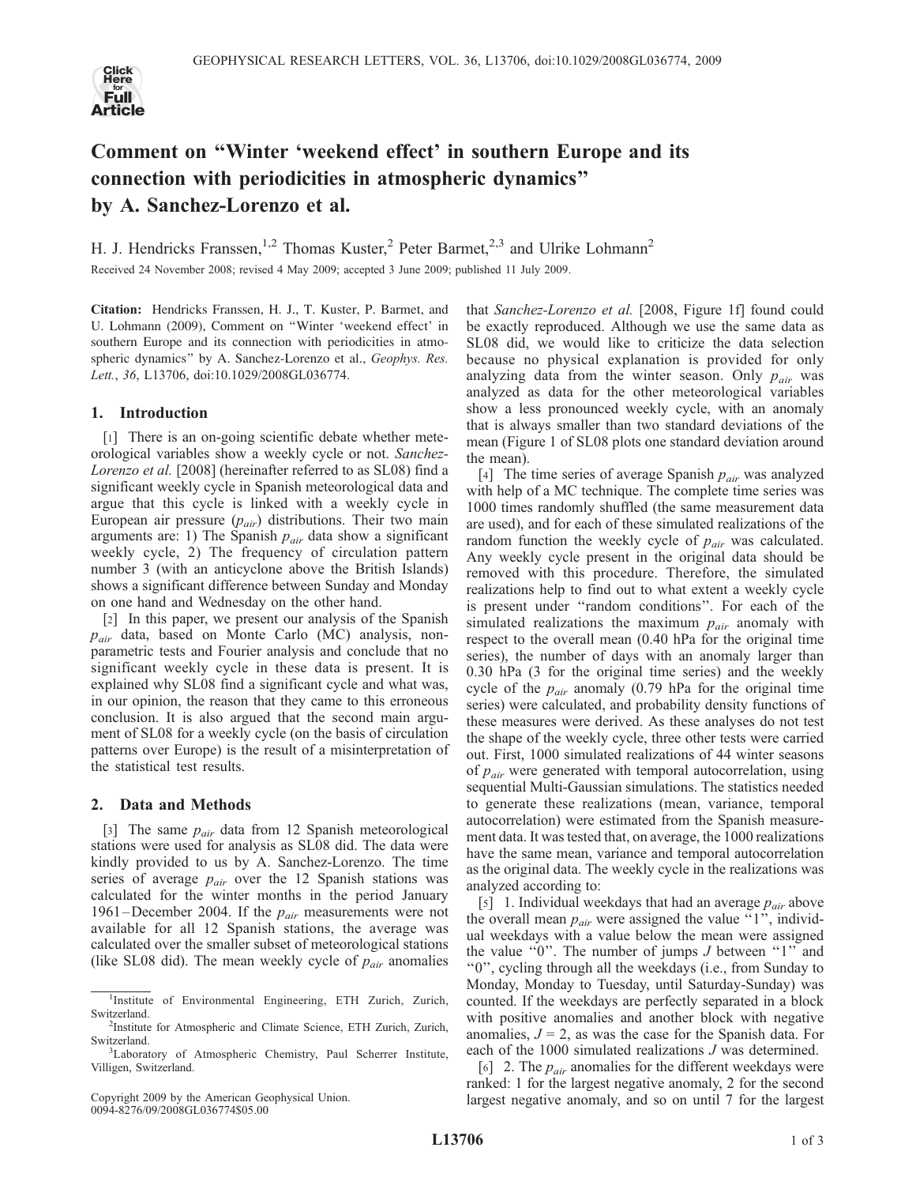# Comment on "Winter 'weekend effect' in southern Europe and its connection with periodicities in atmospheric dynamics" by A. Sanchez-Lorenzo et al.

H. J. Hendricks Franssen,[1,2] Thomas Kuster,[2] Peter Barmet,[2,3] and Ulrike Lohmann[2]

Received 24 November 2008; revised 4 May 2009; accepted 3 June 2009; published 11 July 2009.

**Citation:** Hendricks Franssen, H. J., T. Kuster, P. Barmet, and U. Lohmann (2009), Comment on "Winter 'weekend effect' in southern Europe and its connection with periodicities in atmospheric dynamics" by A. Sanchez-Lorenzo et al., *Geophys. Res. Lett.*, *36*, L13706, doi:10.1029/2008GL036774.

## 1. Introduction

[1] There is an on-going scientific debate whether meteorological variables show a weekly cycle or not. *Sanchez-Lorenzo et al.* [2008] (hereinafter referred to as SL08) find a significant weekly cycle in Spanish meteorological data and argue that this cycle is linked with a weekly cycle in European air pressure ($p_{air}$) distributions. Their two main arguments are: 1) The Spanish $p_{air}$ data show a significant weekly cycle, 2) The frequency of circulation pattern number 3 (with an anticyclone above the British Islands) shows a significant difference between Sunday and Monday on one hand and Wednesday on the other hand.

[2] In this paper, we present our analysis of the Spanish $p_{air}$ data, based on Monte Carlo (MC) analysis, non-parametric tests and Fourier analysis and conclude that no significant weekly cycle in these data is present. It is explained why SL08 find a significant cycle and what was, in our opinion, the reason that they came to this erroneous conclusion. It is also argued that the second main argument of SL08 for a weekly cycle (on the basis of circulation patterns over Europe) is the result of a misinterpretation of the statistical test results.

## 2. Data and Methods

[3] The same $p_{air}$ data from 12 Spanish meteorological stations were used for analysis as SL08 did. The data were kindly provided to us by A. Sanchez-Lorenzo. The time series of average $p_{air}$ over the 12 Spanish stations was calculated for the winter months in the period January 1961–December 2004. If the $p_{air}$ measurements were not available for all 12 Spanish stations, the average was calculated over the smaller subset of meteorological stations (like SL08 did). The mean weekly cycle of $p_{air}$ anomalies that *Sanchez-Lorenzo et al.* [2008, Figure 1f] found could be exactly reproduced. Although we use the same data as SL08 did, we would like to criticize the data selection because no physical explanation is provided for only analyzing data from the winter season. Only $p_{air}$ was analyzed as data for the other meteorological variables show a less pronounced weekly cycle, with an anomaly that is always smaller than two standard deviations of the mean (Figure 1 of SL08 plots one standard deviation around the mean).

[4] The time series of average Spanish $p_{air}$ was analyzed with help of a MC technique. The complete time series was 1000 times randomly shuffled (the same measurement data are used), and for each of these simulated realizations of the random function the weekly cycle of $p_{air}$ was calculated. Any weekly cycle present in the original data should be removed with this procedure. Therefore, the simulated realizations help to find out to what extent a weekly cycle is present under "random conditions". For each of the simulated realizations the maximum $p_{air}$ anomaly with respect to the overall mean (0.40 hPa for the original time series), the number of days with an anomaly larger than 0.30 hPa (3 for the original time series) and the weekly cycle of the $p_{air}$ anomaly (0.79 hPa for the original time series) were calculated, and probability density functions of these measures were derived. As these analyses do not test the shape of the weekly cycle, three other tests were carried out. First, 1000 simulated realizations of 44 winter seasons of $p_{air}$ were generated with temporal autocorrelation, using sequential Multi-Gaussian simulations. The statistics needed to generate these realizations (mean, variance, temporal autocorrelation) were estimated from the Spanish measurement data. It was tested that, on average, the 1000 realizations have the same mean, variance and temporal autocorrelation as the original data. The weekly cycle in the realizations was analyzed according to:

[5] 1. Individual weekdays that had an average $p_{air}$ above the overall mean $p_{air}$ were assigned the value "1", individual weekdays with a value below the mean were assigned the value "0". The number of jumps $J$ between "1" and "0", cycling through all the weekdays (i.e., from Sunday to Monday, Monday to Tuesday, until Saturday-Sunday) was counted. If the weekdays are perfectly separated in a block with positive anomalies and another block with negative anomalies, $J = 2$, as was the case for the Spanish data. For each of the 1000 simulated realizations $J$ was determined.

[6] 2. The $p_{air}$ anomalies for the different weekdays were ranked: 1 for the largest negative anomaly, 2 for the second largest negative anomaly, and so on until 7 for the largest

---

[1]Institute of Environmental Engineering, ETH Zurich, Zurich, Switzerland.
[2]Institute for Atmospheric and Climate Science, ETH Zurich, Zurich, Switzerland.
[3]Laboratory of Atmospheric Chemistry, Paul Scherrer Institute, Villigen, Switzerland.

Copyright 2009 by the American Geophysical Union.
0094-8276/09/2008GL036774$05.00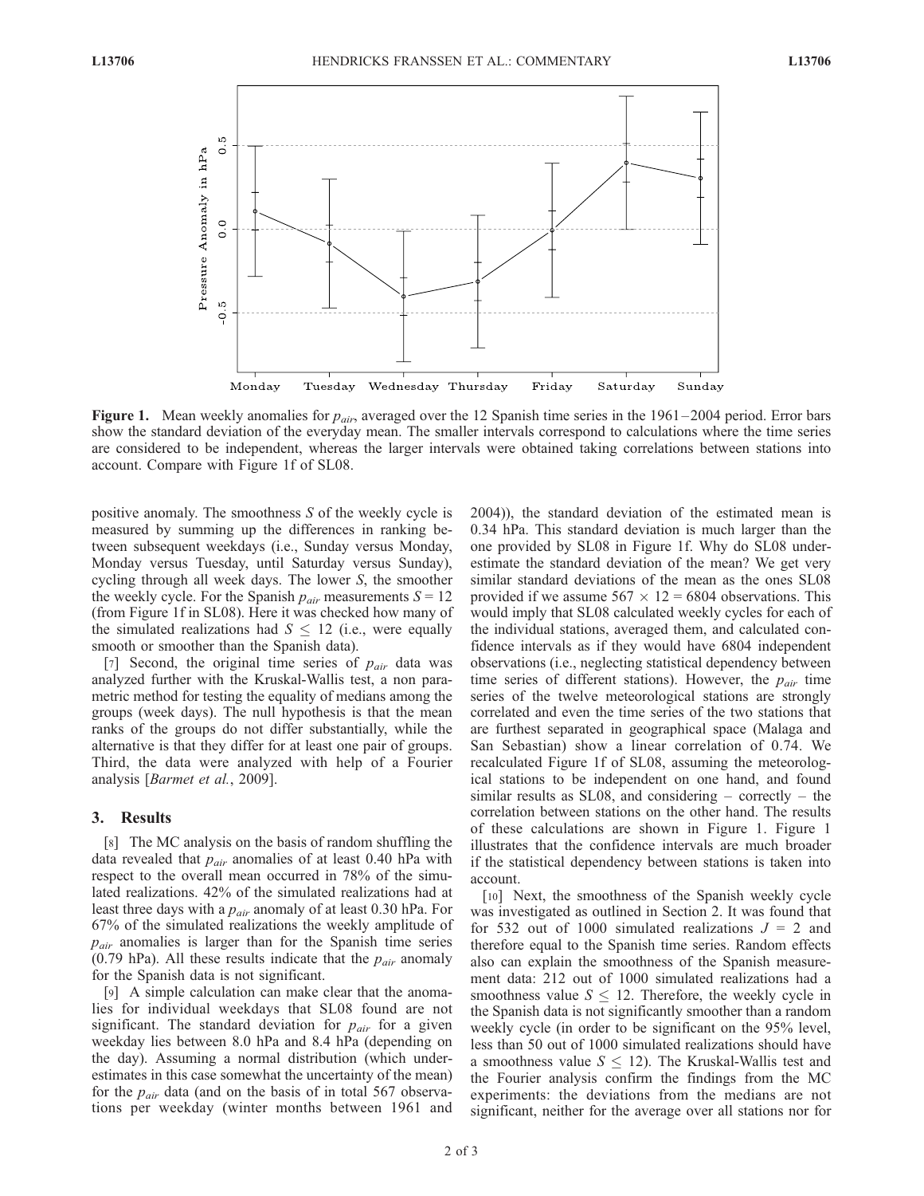**Figure 1.** Mean weekly anomalies for $p_{air}$, averaged over the 12 Spanish time series in the 1961–2004 period. Error bars show the standard deviation of the everyday mean. The smaller intervals correspond to calculations where the time series are considered to be independent, whereas the larger intervals were obtained taking correlations between stations into account. Compare with Figure 1f of SL08.

positive anomaly. The smoothness $S$ of the weekly cycle is measured by summing up the differences in ranking between subsequent weekdays (i.e., Sunday versus Monday, Monday versus Tuesday, until Saturday versus Sunday), cycling through all week days. The lower $S$, the smoother the weekly cycle. For the Spanish $p_{air}$ measurements $S = 12$ (from Figure 1f in SL08). Here it was checked how many of the simulated realizations had $S \leq 12$ (i.e., were equally smooth or smoother than the Spanish data).

[7] Second, the original time series of $p_{air}$ data was analyzed further with the Kruskal-Wallis test, a non parametric method for testing the equality of medians among the groups (week days). The null hypothesis is that the mean ranks of the groups do not differ substantially, while the alternative is that they differ for at least one pair of groups. Third, the data were analyzed with help of a Fourier analysis [*Barmet et al.*, 2009].

## 3. Results

[8] The MC analysis on the basis of random shuffling the data revealed that $p_{air}$ anomalies of at least 0.40 hPa with respect to the overall mean occurred in 78% of the simulated realizations. 42% of the simulated realizations had at least three days with a $p_{air}$ anomaly of at least 0.30 hPa. For 67% of the simulated realizations the weekly amplitude of $p_{air}$ anomalies is larger than for the Spanish time series (0.79 hPa). All these results indicate that the $p_{air}$ anomaly for the Spanish data is not significant.

[9] A simple calculation can make clear that the anomalies for individual weekdays that SL08 found are not significant. The standard deviation for $p_{air}$ for a given weekday lies between 8.0 hPa and 8.4 hPa (depending on the day). Assuming a normal distribution (which underestimates in this case somewhat the uncertainty of the mean) for the $p_{air}$ data (and on the basis of in total 567 observations per weekday (winter months between 1961 and 2004)), the standard deviation of the estimated mean is 0.34 hPa. This standard deviation is much larger than the one provided by SL08 in Figure 1f. Why do SL08 underestimate the standard deviation of the mean? We get very similar standard deviations of the mean as the ones SL08 provided if we assume $567 \times 12 = 6804$ observations. This would imply that SL08 calculated weekly cycles for each of the individual stations, averaged them, and calculated confidence intervals as if they would have 6804 independent observations (i.e., neglecting statistical dependency between time series of different stations). However, the $p_{air}$ time series of the twelve meteorological stations are strongly correlated and even the time series of the two stations that are furthest separated in geographical space (Malaga and San Sebastian) show a linear correlation of 0.74. We recalculated Figure 1f of SL08, assuming the meteorological stations to be independent on one hand, and found similar results as SL08, and considering – correctly – the correlation between stations on the other hand. The results of these calculations are shown in Figure 1. Figure 1 illustrates that the confidence intervals are much broader if the statistical dependency between stations is taken into account.

[10] Next, the smoothness of the Spanish weekly cycle was investigated as outlined in Section 2. It was found that for 532 out of 1000 simulated realizations $J = 2$ and therefore equal to the Spanish time series. Random effects also can explain the smoothness of the Spanish measurement data: 212 out of 1000 simulated realizations had a smoothness value $S \leq 12$. Therefore, the weekly cycle in the Spanish data is not significantly smoother than a random weekly cycle (in order to be significant on the 95% level, less than 50 out of 1000 simulated realizations should have a smoothness value $S \leq 12$). The Kruskal-Wallis test and the Fourier analysis confirm the findings from the MC experiments: the deviations from the medians are not significant, neither for the average over all stations nor for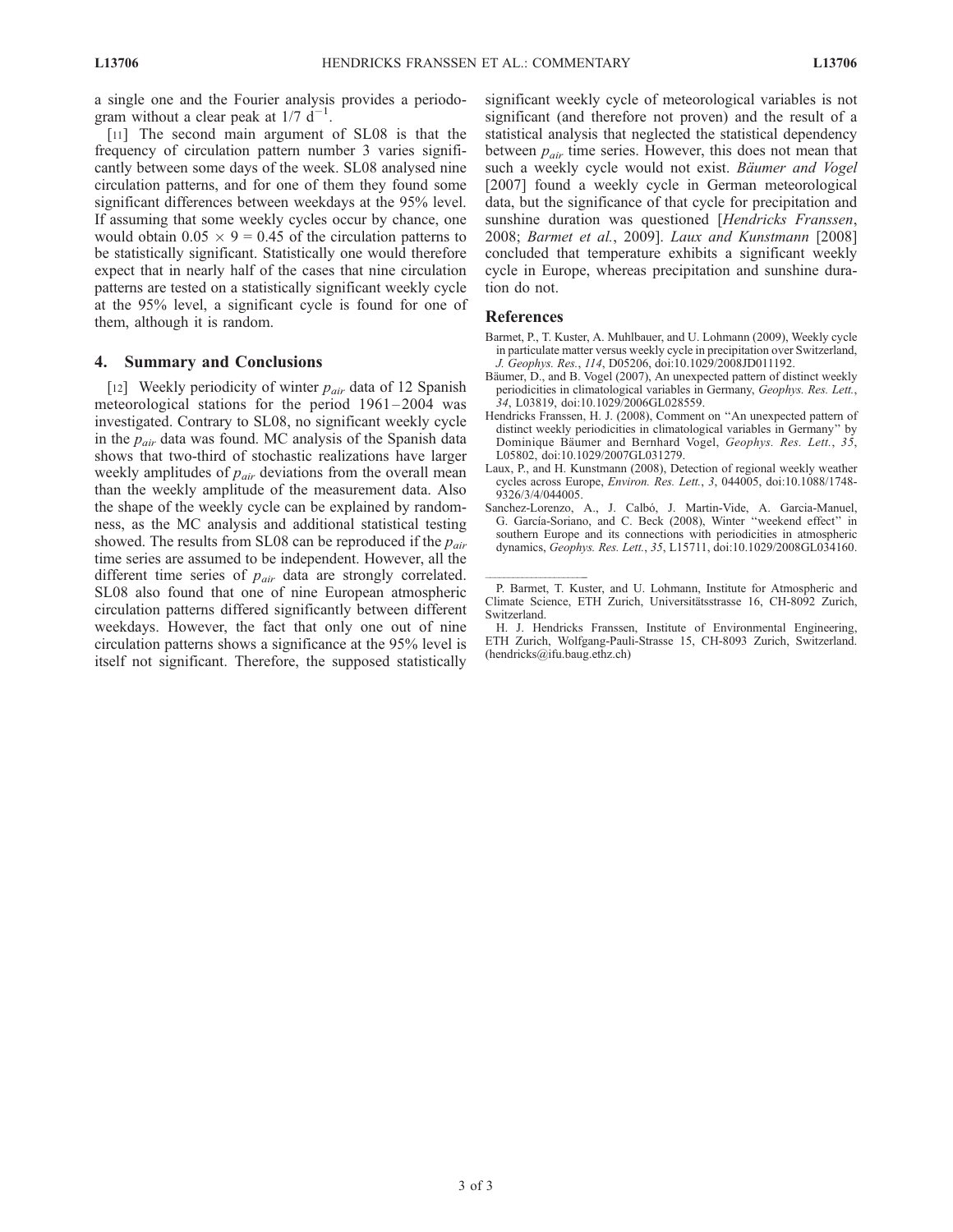a single one and the Fourier analysis provides a periodogram without a clear peak at $1/7\ \mathrm{d}^{-1}$.

[11] The second main argument of SL08 is that the frequency of circulation pattern number 3 varies significantly between some days of the week. SL08 analysed nine circulation patterns, and for one of them they found some significant differences between weekdays at the 95% level. If assuming that some weekly cycles occur by chance, one would obtain $0.05 \times 9 = 0.45$ of the circulation patterns to be statistically significant. Statistically one would therefore expect that in nearly half of the cases that nine circulation patterns are tested on a statistically significant weekly cycle at the 95% level, a significant cycle is found for one of them, although it is random.

## 4. Summary and Conclusions

[12] Weekly periodicity of winter $p_{air}$ data of 12 Spanish meteorological stations for the period 1961–2004 was investigated. Contrary to SL08, no significant weekly cycle in the $p_{air}$ data was found. MC analysis of the Spanish data shows that two-third of stochastic realizations have larger weekly amplitudes of $p_{air}$ deviations from the overall mean than the weekly amplitude of the measurement data. Also the shape of the weekly cycle can be explained by randomness, as the MC analysis and additional statistical testing showed. The results from SL08 can be reproduced if the $p_{air}$ time series are assumed to be independent. However, all the different time series of $p_{air}$ data are strongly correlated. SL08 also found that one of nine European atmospheric circulation patterns differed significantly between different weekdays. However, the fact that only one out of nine circulation patterns shows a significance at the 95% level is itself not significant. Therefore, the supposed statistically significant weekly cycle of meteorological variables is not significant (and therefore not proven) and the result of a statistical analysis that neglected the statistical dependency between $p_{air}$ time series. However, this does not mean that such a weekly cycle would not exist. *Bäumer and Vogel* [2007] found a weekly cycle in German meteorological data, but the significance of that cycle for precipitation and sunshine duration was questioned [*Hendricks Franssen*, 2008; *Barmet et al.*, 2009]. *Laux and Kunstmann* [2008] concluded that temperature exhibits a significant weekly cycle in Europe, whereas precipitation and sunshine duration do not.

## References

Barmet, P., T. Kuster, A. Muhlbauer, and U. Lohmann (2009), Weekly cycle in particulate matter versus weekly cycle in precipitation over Switzerland, *J. Geophys. Res.*, *114*, D05206, doi:10.1029/2008JD011192.

Bäumer, D., and B. Vogel (2007), An unexpected pattern of distinct weekly periodicities in climatological variables in Germany, *Geophys. Res. Lett.*, *34*, L03819, doi:10.1029/2006GL028559.

Hendricks Franssen, H. J. (2008), Comment on "An unexpected pattern of distinct weekly periodicities in climatological variables in Germany" by Dominique Bäumer and Bernhard Vogel, *Geophys. Res. Lett.*, *35*, L05802, doi:10.1029/2007GL031279.

Laux, P., and H. Kunstmann (2008), Detection of regional weekly weather cycles across Europe, *Environ. Res. Lett.*, *3*, 044005, doi:10.1088/1748-9326/3/4/044005.

Sanchez-Lorenzo, A., J. Calbó, J. Martin-Vide, A. Garcia-Manuel, G. García-Soriano, and C. Beck (2008), Winter "weekend effect" in southern Europe and its connections with periodicities in atmospheric dynamics, *Geophys. Res. Lett.*, *35*, L15711, doi:10.1029/2008GL034160.

---

P. Barmet, T. Kuster, and U. Lohmann, Institute for Atmospheric and Climate Science, ETH Zurich, Universitätsstrasse 16, CH-8092 Zurich, Switzerland.

H. J. Hendricks Franssen, Institute of Environmental Engineering, ETH Zurich, Wolfgang-Pauli-Strasse 15, CH-8093 Zurich, Switzerland. (hendricks@ifu.baug.ethz.ch)